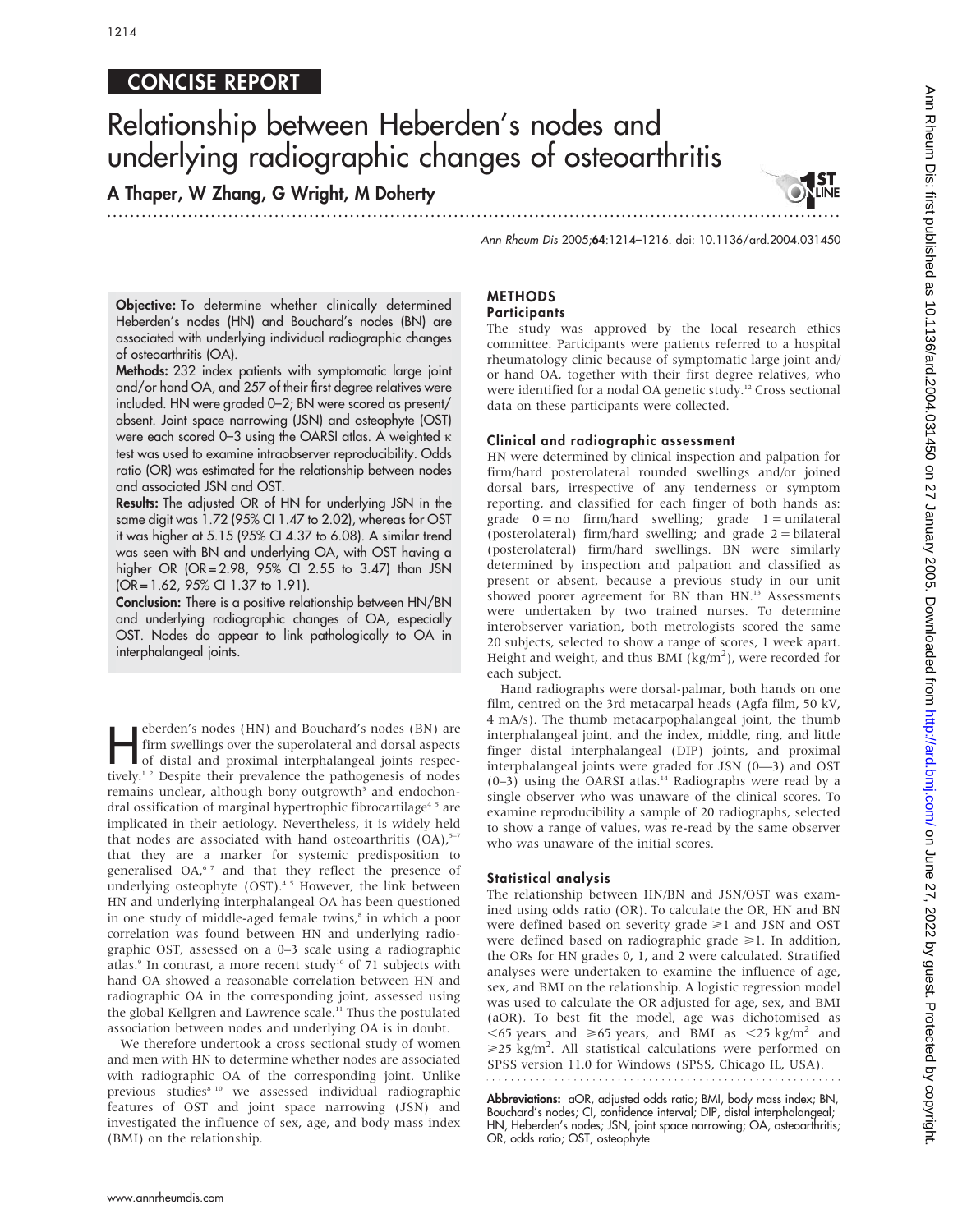## CONCISE REPORT

# Relationship between Heberden's nodes and underlying radiographic changes of osteoarthritis

**A Thaper, W Zhang, G Wright, M Doherty**

**Objective:** To determine whether clinically determined Heberden's nodes (HN) and Bouchard's nodes (BN) are associated with underlying individual radiographic changes of osteoarthritis (OA).

**Methods:** 232 index patients with symptomatic large joint and/or hand OA, and 257 of their first degree relatives were included. HN were graded 0–2; BN were scored as present/absent. Joint space narrowing (JSN) and osteophyte (OST) were each scored 0–3 using the OARSI atlas. A weighted κ test was used to examine intraobserver reproducibility. Odds ratio (OR) was estimated for the relationship between nodes and associated JSN and OST.

**Results:** The adjusted OR of HN for underlying JSN in the same digit was 1.72 (95% CI 1.47 to 2.02), whereas for OST it was higher at 5.15 (95% CI 4.37 to 6.08). A similar trend was seen with BN and underlying OA, with OST having a higher OR (OR = 2.98, 95% CI 2.55 to 3.47) than JSN (OR = 1.62, 95% CI 1.37 to 1.91).

**Conclusion:** There is a positive relationship between HN/BN and underlying radiographic changes of OA, especially OST. Nodes do appear to link pathologically to OA in interphalangeal joints.

Heberden's nodes (HN) and Bouchard's nodes (BN) are firm swellings over the superolateral and dorsal aspects of distal and proximal interphalangeal joints respectively.[1,2] Despite their prevalence the pathogenesis of nodes remains unclear, although bony outgrowth[3] and endochondral ossification of marginal hypertrophic fibrocartilage[4,5] are implicated in their aetiology. Nevertheless, it is widely held that nodes are associated with hand osteoarthritis (OA),[5–7] that they are a marker for systemic predisposition to generalised OA,[6,7] and that they reflect the presence of underlying osteophyte (OST).[4,5] However, the link between HN and underlying interphalangeal OA has been questioned in one study of middle-aged female twins,[8] in which a poor correlation was found between HN and underlying radiographic OST, assessed on a 0–3 scale using a radiographic atlas.[9] In contrast, a more recent study[10] of 71 subjects with hand OA showed a reasonable correlation between HN and radiographic OA in the corresponding joint, assessed using the global Kellgren and Lawrence scale.[11] Thus the postulated association between nodes and underlying OA is in doubt.

We therefore undertook a cross sectional study of women and men with HN to determine whether nodes are associated with radiographic OA of the corresponding joint. Unlike previous studies[8,10] we assessed individual radiographic features of OST and joint space narrowing (JSN) and investigated the influence of sex, age, and body mass index (BMI) on the relationship.

## METHODS

### Participants

The study was approved by the local research ethics committee. Participants were patients referred to a hospital rheumatology clinic because of symptomatic large joint and/or hand OA, together with their first degree relatives, who were identified for a nodal OA genetic study.[12] Cross sectional data on these participants were collected.

### Clinical and radiographic assessment

HN were determined by clinical inspection and palpation for firm/hard posterolateral rounded swellings and/or joined dorsal bars, irrespective of any tenderness or symptom reporting, and classified for each finger of both hands as: grade 0 = no firm/hard swelling; grade 1 = unilateral (posterolateral) firm/hard swelling; and grade 2 = bilateral (posterolateral) firm/hard swellings. BN were similarly determined by inspection and palpation and classified as present or absent, because a previous study in our unit showed poorer agreement for BN than HN.[13] Assessments were undertaken by two trained nurses. To determine interobserver variation, both metrologists scored the same 20 subjects, selected to show a range of scores, 1 week apart. Height and weight, and thus BMI (kg/m$^2$), were recorded for each subject.

Hand radiographs were dorsal-palmar, both hands on one film, centred on the 3rd metacarpal heads (Agfa film, 50 kV, 4 mA/s). The thumb metacarpophalangeal joint, the thumb interphalangeal joint, and the index, middle, ring, and little finger distal interphalangeal (DIP) joints, and proximal interphalangeal joints were graded for JSN (0—3) and OST (0–3) using the OARSI atlas.[14] Radiographs were read by a single observer who was unaware of the clinical scores. To examine reproducibility a sample of 20 radiographs, selected to show a range of values, was re-read by the same observer who was unaware of the initial scores.

### Statistical analysis

The relationship between HN/BN and JSN/OST was examined using odds ratio (OR). To calculate the OR, HN and BN were defined based on severity grade ≥1 and JSN and OST were defined based on radiographic grade ≥1. In addition, the ORs for HN grades 0, 1, and 2 were calculated. Stratified analyses were undertaken to examine the influence of age, sex, and BMI on the relationship. A logistic regression model was used to calculate the OR adjusted for age, sex, and BMI (aOR). To best fit the model, age was dichotomised as <65 years and ≥65 years, and BMI as <25 kg/m$^2$ and ≥25 kg/m$^2$. All statistical calculations were performed on SPSS version 11.0 for Windows (SPSS, Chicago IL, USA).

**Abbreviations:** aOR, adjusted odds ratio; BMI, body mass index; BN, Bouchard's nodes; CI, confidence interval; DIP, distal interphalangeal; HN, Heberden's nodes; JSN, joint space narrowing; OA, osteoarthritis; OR, odds ratio; OST, osteophyte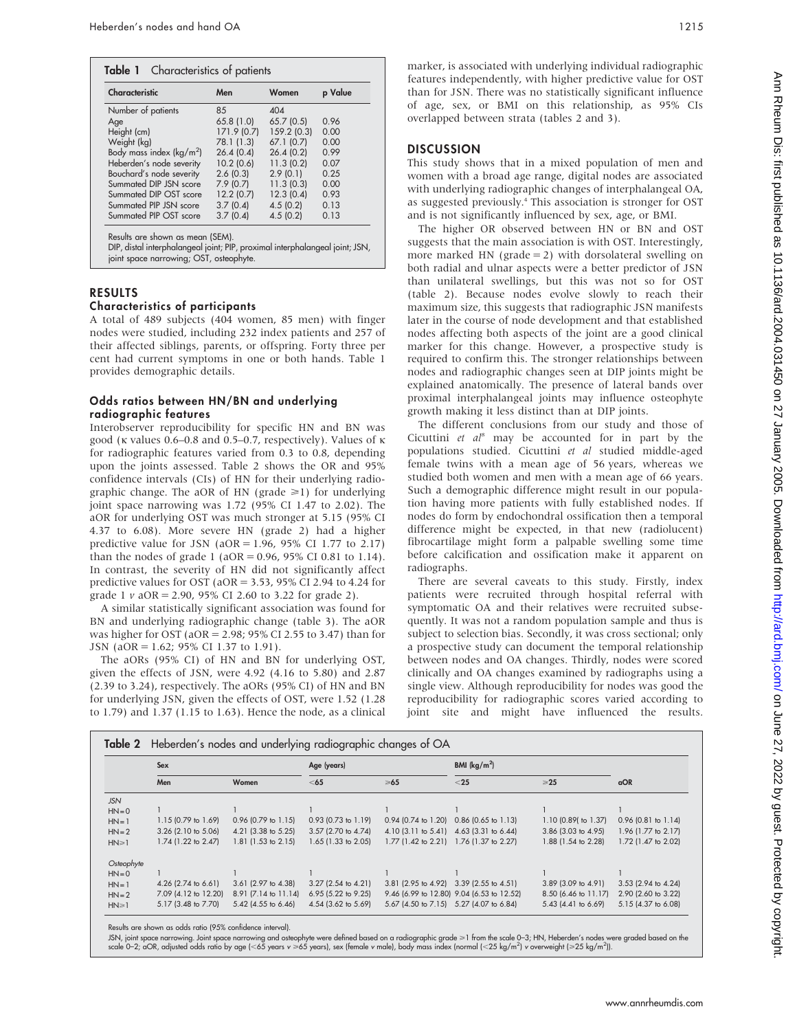**Table 1** Characteristics of patients

| Characteristic | Men | Women | p Value |
|---|---|---|---|
| Number of patients | 85 | 404 | |
| Age | 65.8 (1.0) | 65.7 (0.5) | 0.96 |
| Height (cm) | 171.9 (0.7) | 159.2 (0.3) | 0.00 |
| Weight (kg) | 78.1 (1.3) | 67.1 (0.7) | 0.00 |
| Body mass index (kg/m$^2$) | 26.4 (0.4) | 26.4 (0.2) | 0.99 |
| Heberden's node severity | 10.2 (0.6) | 11.3 (0.2) | 0.07 |
| Bouchard's node severity | 2.6 (0.3) | 2.9 (0.1) | 0.25 |
| Summated DIP JSN score | 7.9 (0.7) | 11.3 (0.3) | 0.00 |
| Summated DIP OST score | 12.2 (0.7) | 12.3 (0.4) | 0.93 |
| Summated PIP JSN score | 3.7 (0.4) | 4.5 (0.2) | 0.13 |
| Summated PIP OST score | 3.7 (0.4) | 4.5 (0.2) | 0.13 |

Results are shown as mean (SEM).
DIP, distal interphalangeal joint; PIP, proximal interphalangeal joint; JSN, joint space narrowing; OST, osteophyte.

## RESULTS

### Characteristics of participants

A total of 489 subjects (404 women, 85 men) with finger nodes were studied, including 232 index patients and 257 of their affected siblings, parents, or offspring. Forty three per cent had current symptoms in one or both hands. Table 1 provides demographic details.

### Odds ratios between HN/BN and underlying radiographic features

Interobserver reproducibility for specific HN and BN was good (κ values 0.6–0.8 and 0.5–0.7, respectively). Values of κ for radiographic features varied from 0.3 to 0.8, depending upon the joints assessed. Table 2 shows the OR and 95% confidence intervals (CIs) of HN for their underlying radiographic change. The aOR of HN (grade ⩾1) for underlying joint space narrowing was 1.72 (95% CI 1.47 to 2.02). The aOR for underlying OST was much stronger at 5.15 (95% CI 4.37 to 6.08). More severe HN (grade 2) had a higher predictive value for JSN (aOR = 1.96, 95% CI 1.77 to 2.17) than the nodes of grade 1 (aOR = 0.96, 95% CI 0.81 to 1.14). In contrast, the severity of HN did not significantly affect predictive values for OST (aOR = 3.53, 95% CI 2.94 to 4.24 for grade 1 *v* aOR = 2.90, 95% CI 2.60 to 3.22 for grade 2).

A similar statistically significant association was found for BN and underlying radiographic change (table 3). The aOR was higher for OST (aOR = 2.98; 95% CI 2.55 to 3.47) than for JSN (aOR = 1.62; 95% CI 1.37 to 1.91).

The aORs (95% CI) of HN and BN for underlying OST, given the effects of JSN, were 4.92 (4.16 to 5.80) and 2.87 (2.39 to 3.24), respectively. The aORs (95% CI) of HN and BN for underlying JSN, given the effects of OST, were 1.52 (1.28 to 1.79) and 1.37 (1.15 to 1.63). Hence the node, as a clinical marker, is associated with underlying individual radiographic features independently, with higher predictive value for OST than for JSN. There was no statistically significant influence of age, sex, or BMI on this relationship, as 95% CIs overlapped between strata (tables 2 and 3).

## DISCUSSION

This study shows that in a mixed population of men and women with a broad age range, digital nodes are associated with underlying radiographic changes of interphalangeal OA, as suggested previously.[4] This association is stronger for OST and is not significantly influenced by sex, age, or BMI.

The higher OR observed between HN or BN and OST suggests that the main association is with OST. Interestingly, more marked HN (grade = 2) with dorsolateral swelling on both radial and ulnar aspects were a better predictor of JSN than unilateral swellings, but this was not so for OST (table 2). Because nodes evolve slowly to reach their maximum size, this suggests that radiographic JSN manifests later in the course of node development and that established nodes affecting both aspects of the joint are a good clinical marker for this change. However, a prospective study is required to confirm this. The stronger relationships between nodes and radiographic changes seen at DIP joints might be explained anatomically. The presence of lateral bands over proximal interphalangeal joints may influence osteophyte growth making it less distinct than at DIP joints.

The different conclusions from our study and those of Cicuttini *et al*[8] may be accounted for in part by the populations studied. Cicuttini *et al* studied middle-aged female twins with a mean age of 56 years, whereas we studied both women and men with a mean age of 66 years. Such a demographic difference might result in our population having more patients with fully established nodes. If nodes do form by endochondral ossification then a temporal difference might be expected, in that new (radiolucent) fibrocartilage might form a palpable swelling some time before calcification and ossification make it apparent on radiographs.

There are several caveats to this study. Firstly, index patients were recruited through hospital referral with symptomatic OA and their relatives were recruited subsequently. It was not a random population sample and thus is subject to selection bias. Secondly, it was cross sectional; only a prospective study can document the temporal relationship between nodes and OA changes. Thirdly, nodes were scored clinically and OA changes examined by radiographs using a single view. Although reproducibility for nodes was good the reproducibility for radiographic scores varied according to joint site and might have influenced the results.

**Table 2** Heberden's nodes and underlying radiographic changes of OA

| | Sex | | Age (years) | | BMI (kg/m$^2$) | | |
|---|---|---|---|---|---|---|---|
| | Men | Women | <65 | ⩾65 | <25 | ⩾25 | aOR |
| *JSN* | | | | | | | |
| HN = 0 | 1 | 1 | 1 | 1 | 1 | 1 | 1 |
| HN = 1 | 1.15 (0.79 to 1.69) | 0.96 (0.79 to 1.15) | 0.93 (0.73 to 1.19) | 0.94 (0.74 to 1.20) | 0.86 (0.65 to 1.13) | 1.10 (0.89( to 1.37) | 0.96 (0.81 to 1.14) |
| HN = 2 | 3.26 (2.10 to 5.06) | 4.21 (3.38 to 5.25) | 3.57 (2.70 to 4.74) | 4.10 (3.11 to 5.41) | 4.63 (3.31 to 6.44) | 3.86 (3.03 to 4.95) | 1.96 (1.77 to 2.17) |
| HN⩾1 | 1.74 (1.22 to 2.47) | 1.81 (1.53 to 2.15) | 1.65 (1.33 to 2.05) | 1.77 (1.42 to 2.21) | 1.76 (1.37 to 2.27) | 1.88 (1.54 to 2.28) | 1.72 (1.47 to 2.02) |
| *Osteophyte* | | | | | | | |
| HN = 0 | 1 | 1 | 1 | 1 | 1 | 1 | 1 |
| HN = 1 | 4.26 (2.74 to 6.61) | 3.61 (2.97 to 4.38) | 3.27 (2.54 to 4.21) | 3.81 (2.95 to 4.92) | 3.39 (2.55 to 4.51) | 3.89 (3.09 to 4.91) | 3.53 (2.94 to 4.24) |
| HN = 2 | 7.09 (4.12 to 12.20) | 8.91 (7.14 to 11.14) | 6.95 (5.22 to 9.25) | 9.46 (6.99 to 12.80) | 9.04 (6.53 to 12.52) | 8.50 (6.46 to 11.17) | 2.90 (2.60 to 3.22) |
| HN⩾1 | 5.17 (3.48 to 7.70) | 5.42 (4.55 to 6.46) | 4.54 (3.62 to 5.69) | 5.67 (4.50 to 7.15) | 5.27 (4.07 to 6.84) | 5.43 (4.41 to 6.69) | 5.15 (4.37 to 6.08) |

Results are shown as odds ratio (95% confidence interval).
JSN, joint space narrowing. Joint space narrowing and osteophyte were defined based on a radiographic grade ⩾1 from the scale 0–3; HN, Heberden's nodes were graded based on the scale 0–2; aOR, adjusted odds ratio by age (<65 years *v* ⩾65 years), sex (female *v* male), body mass index (normal (<25 kg/m$^2$) *v* overweight (⩾25 kg/m$^2$)).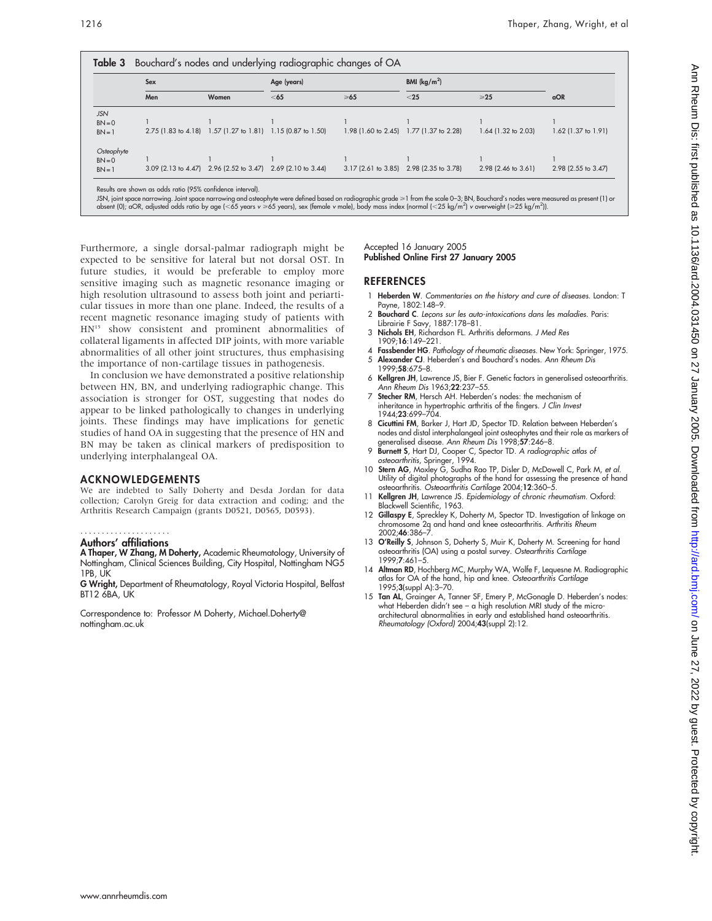**Table 3** Bouchard's nodes and underlying radiographic changes of OA

| | Sex | | Age (years) | | BMI (kg/m$^2$) | | |
|---|---|---|---|---|---|---|---|
| | Men | Women | <65 | ≥65 | <25 | ≥25 | aOR |
| *JSN* | | | | | | | |
| BN = 0 | 1 | 1 | 1 | 1 | 1 | 1 | 1 |
| BN = 1 | 2.75 (1.83 to 4.18) | 1.57 (1.27 to 1.81) | 1.15 (0.87 to 1.50) | 1.98 (1.60 to 2.45) | 1.77 (1.37 to 2.28) | 1.64 (1.32 to 2.03) | 1.62 (1.37 to 1.91) |
| *Osteophyte* | | | | | | | |
| BN = 0 | 1 | 1 | 1 | 1 | 1 | 1 | 1 |
| BN = 1 | 3.09 (2.13 to 4.47) | 2.96 (2.52 to 3.47) | 2.69 (2.10 to 3.44) | 3.17 (2.61 to 3.85) | 2.98 (2.35 to 3.78) | 2.98 (2.46 to 3.61) | 2.98 (2.55 to 3.47) |

Results are shown as odds ratio (95% confidence interval).

JSN, joint space narrowing. Joint space narrowing and osteophyte were defined based on radiographic grade ≥1 from the scale 0–3; BN, Bouchard's nodes were measured as present (1) or absent (0); aOR, adjusted odds ratio by age (<65 years *v* ≥65 years), sex (female *v* male), body mass index (normal (<25 kg/m$^2$) *v* overweight (≥25 kg/m$^2$)).

Furthermore, a single dorsal-palmar radiograph might be expected to be sensitive for lateral but not dorsal OST. In future studies, it would be preferable to employ more sensitive imaging such as magnetic resonance imaging or high resolution ultrasound to assess both joint and periarticular tissues in more than one plane. Indeed, the results of a recent magnetic resonance imaging study of patients with HN[15] show consistent and prominent abnormalities of collateral ligaments in affected DIP joints, with more variable abnormalities of all other joint structures, thus emphasising the importance of non-cartilage tissues in pathogenesis.

In conclusion we have demonstrated a positive relationship between HN, BN, and underlying radiographic change. This association is stronger for OST, suggesting that nodes do appear to be linked pathologically to changes in underlying joints. These findings may have implications for genetic studies of hand OA in suggesting that the presence of HN and BN may be taken as clinical markers of predisposition to underlying interphalangeal OA.

## ACKNOWLEDGEMENTS

We are indebted to Sally Doherty and Desda Jordan for data collection; Carolyn Greig for data extraction and coding; and the Arthritis Research Campaign (grants D0521, D0565, D0593).

### Authors' affiliations

**A Thaper, W Zhang, M Doherty,** Academic Rheumatology, University of Nottingham, Clinical Sciences Building, City Hospital, Nottingham NG5 1PB, UK

**G Wright,** Department of Rheumatology, Royal Victoria Hospital, Belfast BT12 6BA, UK

Correspondence to: Professor M Doherty, Michael.Doherty@nottingham.ac.uk

Accepted 16 January 2005
**Published Online First 27 January 2005**

## REFERENCES

1. **Heberden W**. *Commentaries on the history and cure of diseases*. London: T Payne, 1802:148–9.
2. **Bouchard C**. *Leçons sur les auto-intoxications dans les maladies*. Paris: Librairie F Savy, 1887:178–81.
3. **Nichols EH**, Richardson FL. Arthritis deformans. *J Med Res* 1909;**16**:149–221.
4. **Fassbender HG**. *Pathology of rheumatic diseases*. New York: Springer, 1975.
5. **Alexander CJ**. Heberden's and Bouchard's nodes. *Ann Rheum Dis* 1999;**58**:675–8.
6. **Kellgren JH**, Lawrence JS, Bier F. Genetic factors in generalised osteoarthritis. *Ann Rheum Dis* 1963;**22**:237–55.
7. **Stecher RM**, Hersch AH. Heberden's nodes: the mechanism of inheritance in hypertrophic arthritis of the fingers. *J Clin Invest* 1944;**23**:699–704.
8. **Cicuttini FM**, Barker J, Hart JD, Spector TD. Relation between Heberden's nodes and distal interphalangeal joint osteophytes and their role as markers of generalised disease. *Ann Rheum Dis* 1998;**57**:246–8.
9. **Burnett S**, Hart DJ, Cooper C, Spector TD. *A radiographic atlas of osteoarthritis*, Springer, 1994.
10. **Stern AG**, Moxley G, Sudha Rao TP, Disler D, McDowell C, Park M, *et al*. Utility of digital photographs of the hand for assessing the presence of hand osteoarthritis. *Osteoarthritis Cartilage* 2004;**12**:360–5.
11. **Kellgren JH**, Lawrence JS. *Epidemiology of chronic rheumatism*. Oxford: Blackwell Scientific, 1963.
12. **Gillaspy E**, Spreckley K, Doherty M, Spector TD. Investigation of linkage on chromosome 2q and hand and knee osteoarthritis. *Arthritis Rheum* 2002;**46**:386–7.
13. **O'Reilly S**, Johnson S, Doherty S, Muir K, Doherty M. Screening for hand osteoarthritis (OA) using a postal survey. *Ostearthritis Cartilage* 1999;**7**:461–5.
14. **Altman RD**, Hochberg MC, Murphy WA, Wolfe F, Lequesne M. Radiographic atlas for OA of the hand, hip and knee. *Osteoarthritis Cartilage* 1995;**3**(suppl A):3–70.
15. **Tan AL**, Grainger A, Tanner SF, Emery P, McGonagle D. Heberden's nodes: what Heberden didn't see – a high resolution MRI study of the micro-architectural abnormalities in early and established hand osteoarthritis. *Rheumatology (Oxford)* 2004;**43**(suppl 2):12.